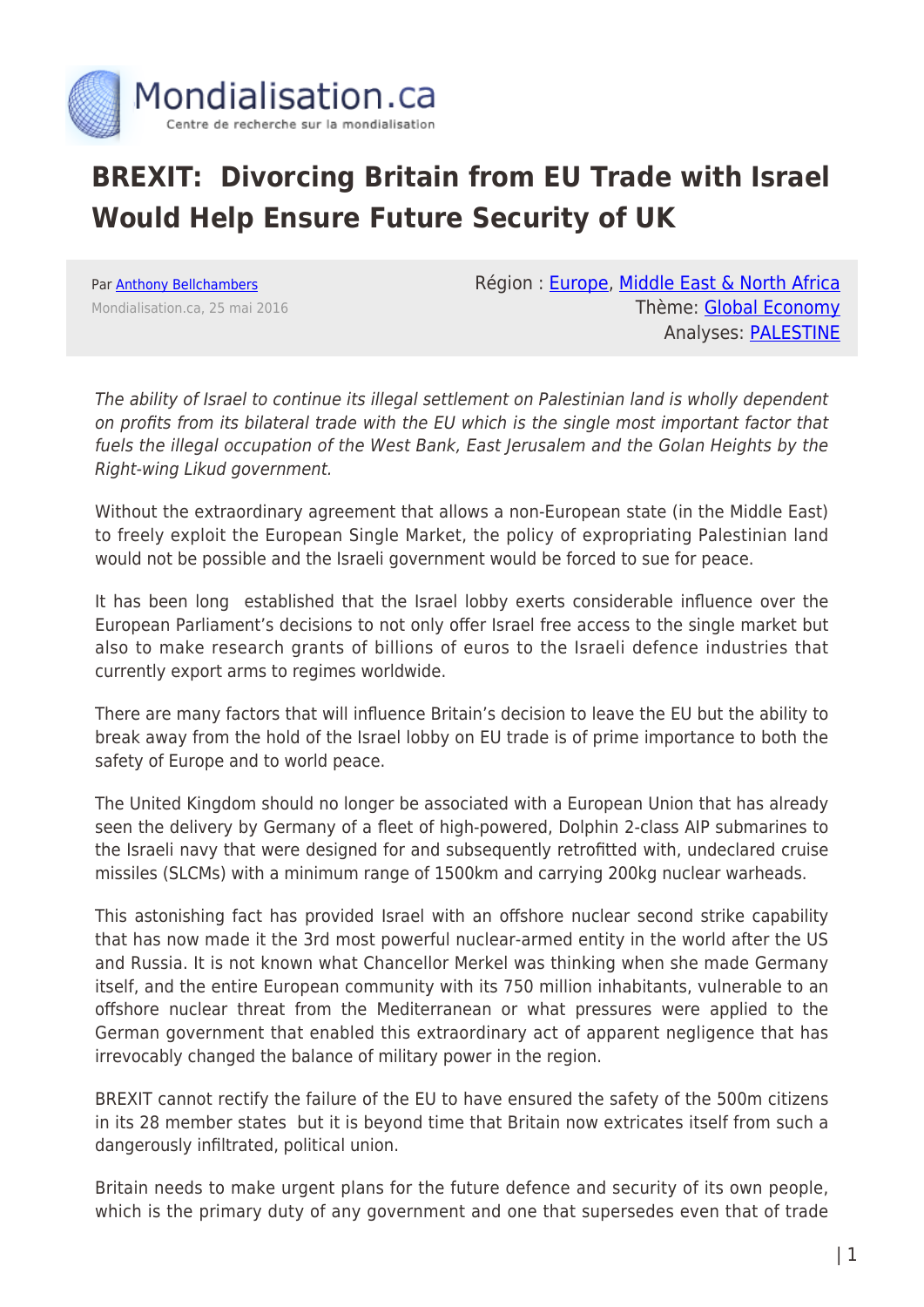# BREXIT: Divorcing Britain from EU Trade with Israel Would Help Ensure Future Security of UK

Par Anthony Bellchambers

Mondialisation.ca, 25 mai 2016

Région : Europe, Middle East & North Africa

Thème: Global Economy

Analyses: PALESTINE

*The ability of Israel to continue its illegal settlement on Palestinian land is wholly dependent on profits from its bilateral trade with the EU which is the single most important factor that fuels the illegal occupation of the West Bank, East Jerusalem and the Golan Heights by the Right-wing Likud government.*

Without the extraordinary agreement that allows a non-European state (in the Middle East) to freely exploit the European Single Market, the policy of expropriating Palestinian land would not be possible and the Israeli government would be forced to sue for peace.

It has been long established that the Israel lobby exerts considerable influence over the European Parliament's decisions to not only offer Israel free access to the single market but also to make research grants of billions of euros to the Israeli defence industries that currently export arms to regimes worldwide.

There are many factors that will influence Britain's decision to leave the EU but the ability to break away from the hold of the Israel lobby on EU trade is of prime importance to both the safety of Europe and to world peace.

The United Kingdom should no longer be associated with a European Union that has already seen the delivery by Germany of a fleet of high-powered, Dolphin 2-class AIP submarines to the Israeli navy that were designed for and subsequently retrofitted with, undeclared cruise missiles (SLCMs) with a minimum range of 1500km and carrying 200kg nuclear warheads.

This astonishing fact has provided Israel with an offshore nuclear second strike capability that has now made it the 3rd most powerful nuclear-armed entity in the world after the US and Russia. It is not known what Chancellor Merkel was thinking when she made Germany itself, and the entire European community with its 750 million inhabitants, vulnerable to an offshore nuclear threat from the Mediterranean or what pressures were applied to the German government that enabled this extraordinary act of apparent negligence that has irrevocably changed the balance of military power in the region.

BREXIT cannot rectify the failure of the EU to have ensured the safety of the 500m citizens in its 28 member states but it is beyond time that Britain now extricates itself from such a dangerously infiltrated, political union.

Britain needs to make urgent plans for the future defence and security of its own people, which is the primary duty of any government and one that supersedes even that of trade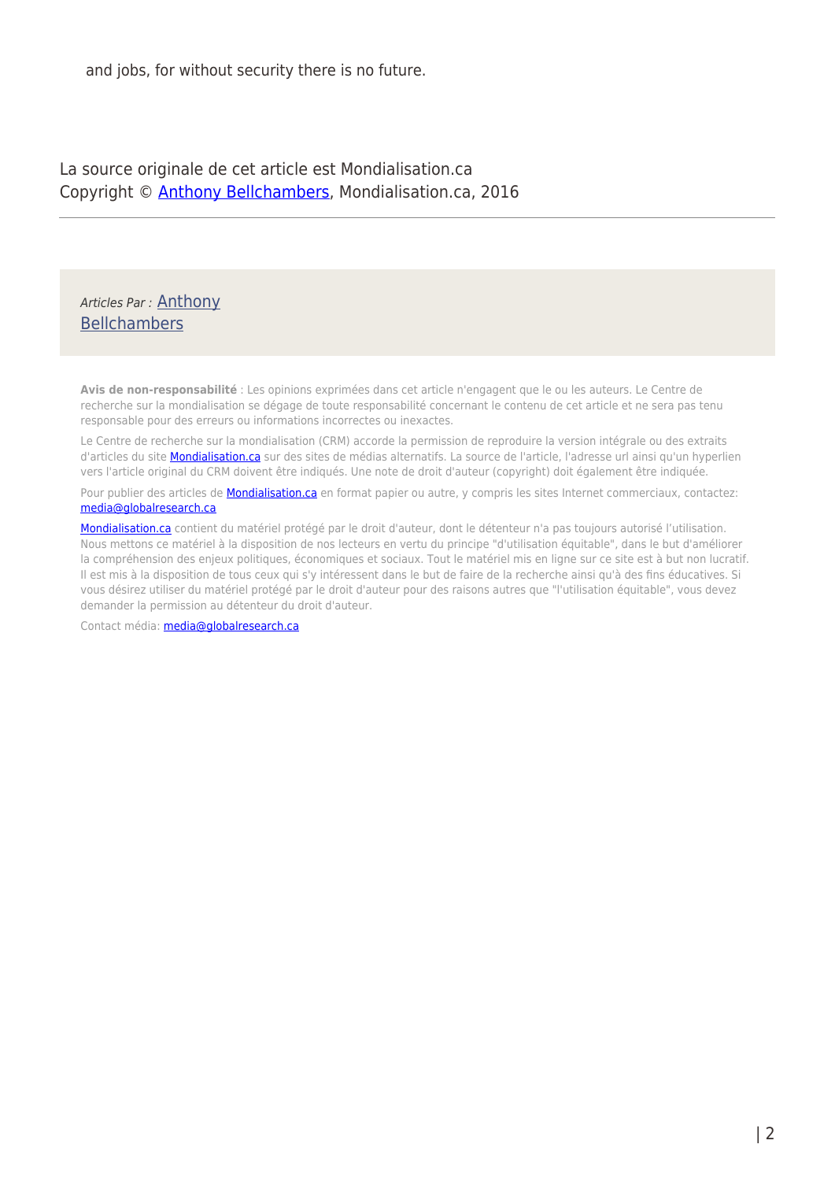and jobs, for without security there is no future.

La source originale de cet article est Mondialisation.ca
Copyright © Anthony Bellchambers, Mondialisation.ca, 2016

---

*Articles Par :* Anthony Bellchambers

**Avis de non-responsabilité** : Les opinions exprimées dans cet article n'engagent que le ou les auteurs. Le Centre de recherche sur la mondialisation se dégage de toute responsabilité concernant le contenu de cet article et ne sera pas tenu responsable pour des erreurs ou informations incorrectes ou inexactes.

Le Centre de recherche sur la mondialisation (CRM) accorde la permission de reproduire la version intégrale ou des extraits d'articles du site Mondialisation.ca sur des sites de médias alternatifs. La source de l'article, l'adresse url ainsi qu'un hyperlien vers l'article original du CRM doivent être indiqués. Une note de droit d'auteur (copyright) doit également être indiquée.

Pour publier des articles de Mondialisation.ca en format papier ou autre, y compris les sites Internet commerciaux, contactez: media@globalresearch.ca

Mondialisation.ca contient du matériel protégé par le droit d'auteur, dont le détenteur n'a pas toujours autorisé l'utilisation. Nous mettons ce matériel à la disposition de nos lecteurs en vertu du principe "d'utilisation équitable", dans le but d'améliorer la compréhension des enjeux politiques, économiques et sociaux. Tout le matériel mis en ligne sur ce site est à but non lucratif. Il est mis à la disposition de tous ceux qui s'y intéressent dans le but de faire de la recherche ainsi qu'à des fins éducatives. Si vous désirez utiliser du matériel protégé par le droit d'auteur pour des raisons autres que "l'utilisation équitable", vous devez demander la permission au détenteur du droit d'auteur.

Contact média: media@globalresearch.ca